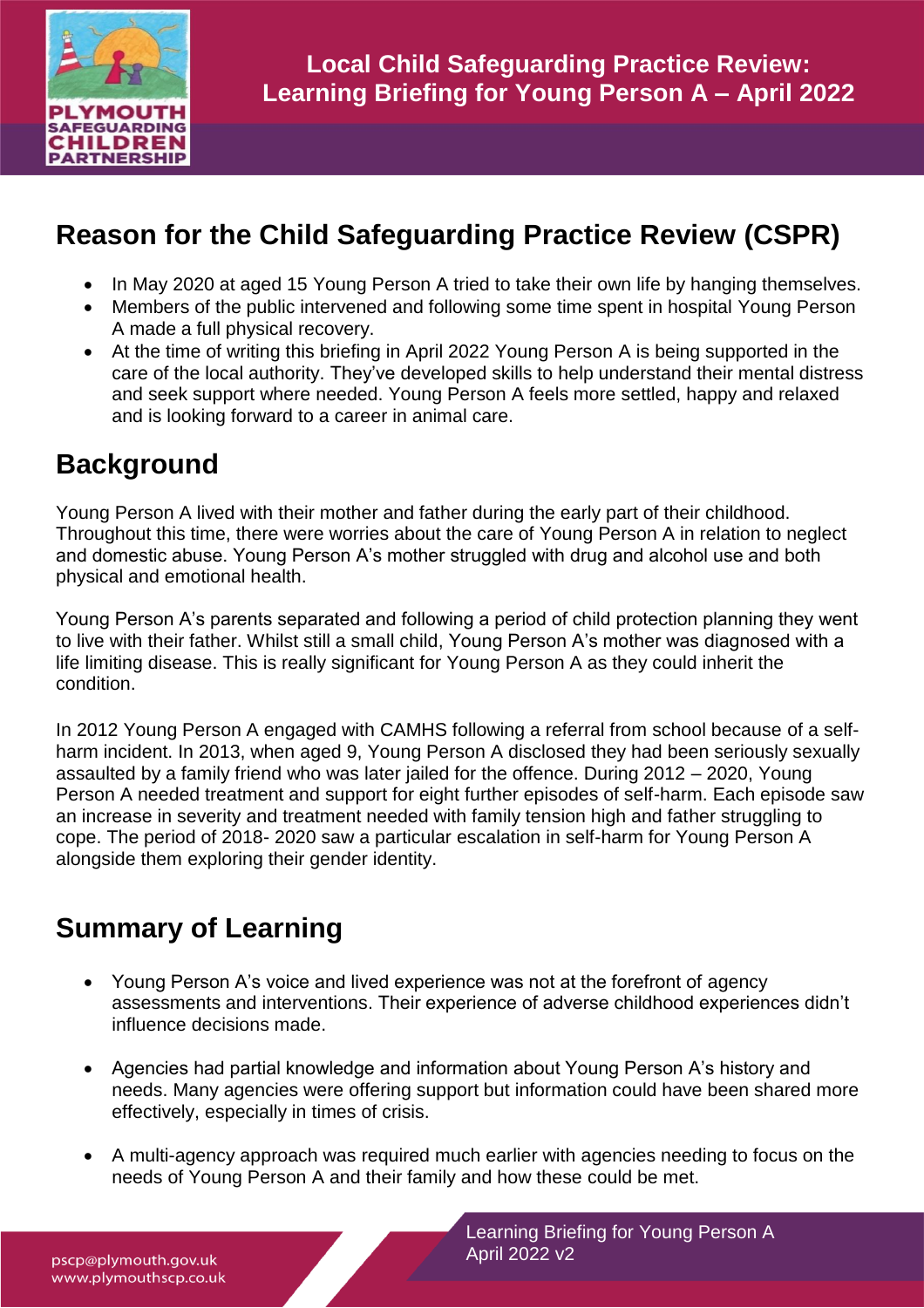# Local Child Safeguarding Practice Review: Learning Briefing for Young Person A – April 2022

## Reason for the Child Safeguarding Practice Review (CSPR)

- In May 2020 at aged 15 Young Person A tried to take their own life by hanging themselves.
- Members of the public intervened and following some time spent in hospital Young Person A made a full physical recovery.
- At the time of writing this briefing in April 2022 Young Person A is being supported in the care of the local authority. They've developed skills to help understand their mental distress and seek support where needed. Young Person A feels more settled, happy and relaxed and is looking forward to a career in animal care.

## Background

Young Person A lived with their mother and father during the early part of their childhood. Throughout this time, there were worries about the care of Young Person A in relation to neglect and domestic abuse. Young Person A's mother struggled with drug and alcohol use and both physical and emotional health.

Young Person A's parents separated and following a period of child protection planning they went to live with their father. Whilst still a small child, Young Person A's mother was diagnosed with a life limiting disease. This is really significant for Young Person A as they could inherit the condition.

In 2012 Young Person A engaged with CAMHS following a referral from school because of a self-harm incident. In 2013, when aged 9, Young Person A disclosed they had been seriously sexually assaulted by a family friend who was later jailed for the offence. During 2012 – 2020, Young Person A needed treatment and support for eight further episodes of self-harm. Each episode saw an increase in severity and treatment needed with family tension high and father struggling to cope. The period of 2018- 2020 saw a particular escalation in self-harm for Young Person A alongside them exploring their gender identity.

## Summary of Learning

- Young Person A's voice and lived experience was not at the forefront of agency assessments and interventions. Their experience of adverse childhood experiences didn't influence decisions made.

- Agencies had partial knowledge and information about Young Person A's history and needs. Many agencies were offering support but information could have been shared more effectively, especially in times of crisis.

- A multi-agency approach was required much earlier with agencies needing to focus on the needs of Young Person A and their family and how these could be met.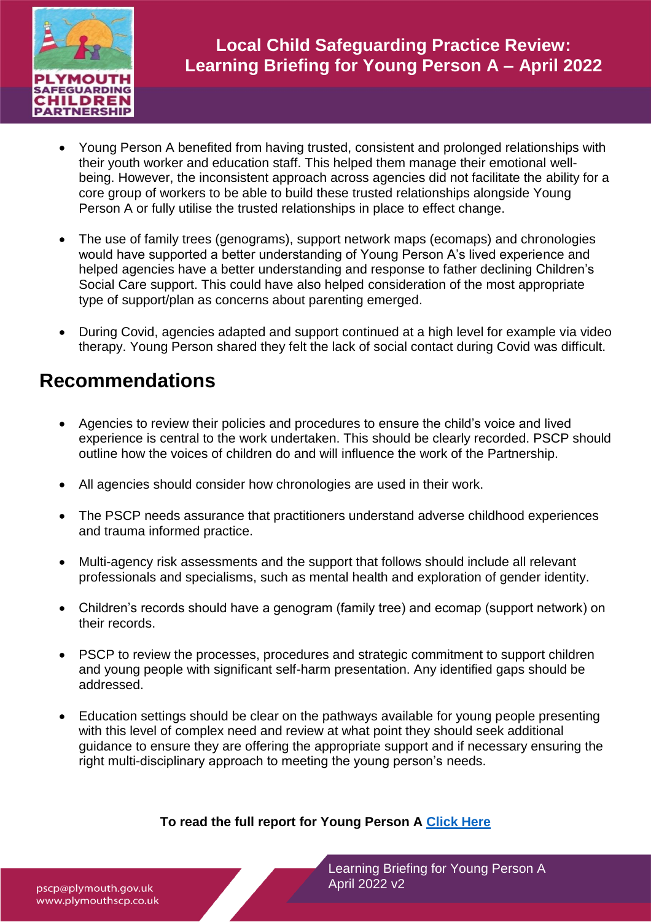- Young Person A benefited from having trusted, consistent and prolonged relationships with their youth worker and education staff. This helped them manage their emotional well-being. However, the inconsistent approach across agencies did not facilitate the ability for a core group of workers to be able to build these trusted relationships alongside Young Person A or fully utilise the trusted relationships in place to effect change.
- The use of family trees (genograms), support network maps (ecomaps) and chronologies would have supported a better understanding of Young Person A's lived experience and helped agencies have a better understanding and response to father declining Children's Social Care support. This could have also helped consideration of the most appropriate type of support/plan as concerns about parenting emerged.
- During Covid, agencies adapted and support continued at a high level for example via video therapy. Young Person shared they felt the lack of social contact during Covid was difficult.

## Recommendations

- Agencies to review their policies and procedures to ensure the child's voice and lived experience is central to the work undertaken. This should be clearly recorded. PSCP should outline how the voices of children do and will influence the work of the Partnership.
- All agencies should consider how chronologies are used in their work.
- The PSCP needs assurance that practitioners understand adverse childhood experiences and trauma informed practice.
- Multi-agency risk assessments and the support that follows should include all relevant professionals and specialisms, such as mental health and exploration of gender identity.
- Children's records should have a genogram (family tree) and ecomap (support network) on their records.
- PSCP to review the processes, procedures and strategic commitment to support children and young people with significant self-harm presentation. Any identified gaps should be addressed.
- Education settings should be clear on the pathways available for young people presenting with this level of complex need and review at what point they should seek additional guidance to ensure they are offering the appropriate support and if necessary ensuring the right multi-disciplinary approach to meeting the young person's needs.

**To read the full report for Young Person A Click Here**